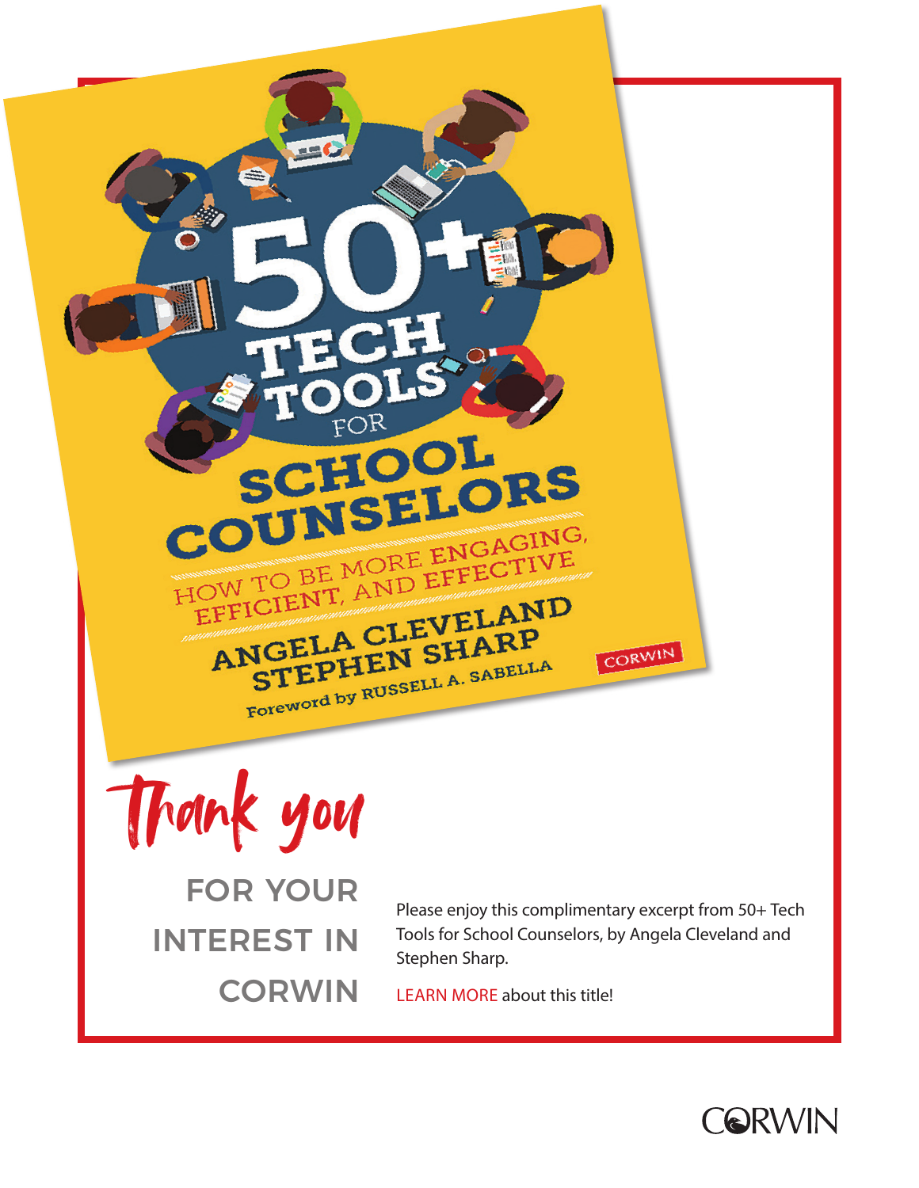# 50+ TECH TOOLS FOR SCHOOL COUNSELORS

HOW TO BE MORE ENGAGING, EFFICIENT, AND EFFECTIVE

ANGELA CLEVELAND
STEPHEN SHARP

Foreword by RUSSELL A. SABELLA

CORWIN

## Thank you

FOR YOUR INTEREST IN CORWIN

Please enjoy this complimentary excerpt from 50+ Tech Tools for School Counselors, by Angela Cleveland and Stephen Sharp.

LEARN MORE about this title!

CORWIN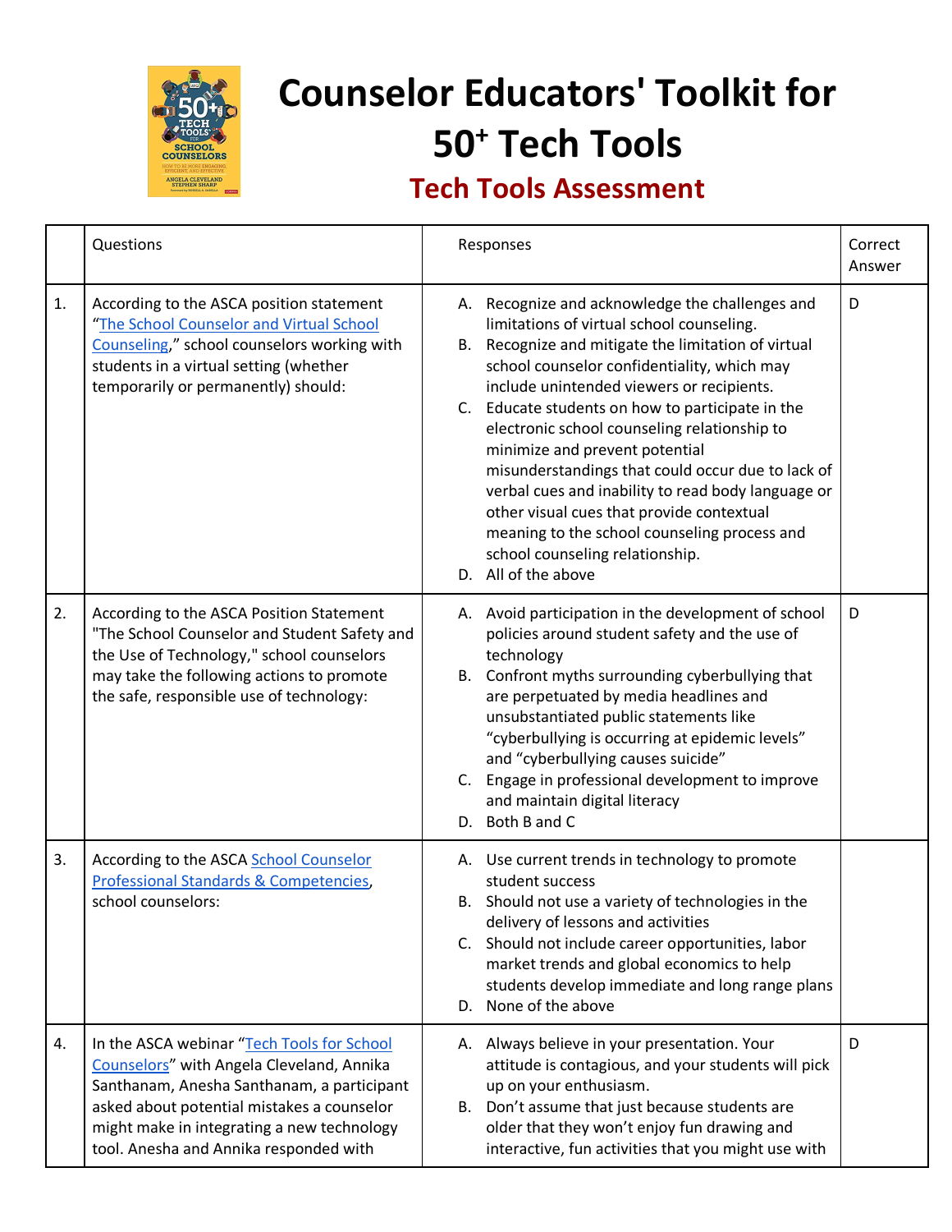# Counselor Educators' Toolkit for 50+ Tech Tools

## Tech Tools Assessment

| | Questions | Responses | Correct Answer |
|---|---|---|---|
| 1. | According to the ASCA position statement "The School Counselor and Virtual School Counseling," school counselors working with students in a virtual setting (whether temporarily or permanently) should: | A. Recognize and acknowledge the challenges and limitations of virtual school counseling.<br>B. Recognize and mitigate the limitation of virtual school counselor confidentiality, which may include unintended viewers or recipients.<br>C. Educate students on how to participate in the electronic school counseling relationship to minimize and prevent potential misunderstandings that could occur due to lack of verbal cues and inability to read body language or other visual cues that provide contextual meaning to the school counseling process and school counseling relationship.<br>D. All of the above | D |
| 2. | According to the ASCA Position Statement "The School Counselor and Student Safety and the Use of Technology," school counselors may take the following actions to promote the safe, responsible use of technology: | A. Avoid participation in the development of school policies around student safety and the use of technology<br>B. Confront myths surrounding cyberbullying that are perpetuated by media headlines and unsubstantiated public statements like "cyberbullying is occurring at epidemic levels" and "cyberbullying causes suicide"<br>C. Engage in professional development to improve and maintain digital literacy<br>D. Both B and C | D |
| 3. | According to the ASCA School Counselor Professional Standards & Competencies, school counselors: | A. Use current trends in technology to promote student success<br>B. Should not use a variety of technologies in the delivery of lessons and activities<br>C. Should not include career opportunities, labor market trends and global economics to help students develop immediate and long range plans<br>D. None of the above | |
| 4. | In the ASCA webinar "Tech Tools for School Counselors" with Angela Cleveland, Annika Santhanam, Anesha Santhanam, a participant asked about potential mistakes a counselor might make in integrating a new technology tool. Anesha and Annika responded with | A. Always believe in your presentation. Your attitude is contagious, and your students will pick up on your enthusiasm.<br>B. Don't assume that just because students are older that they won't enjoy fun drawing and interactive, fun activities that you might use with | D |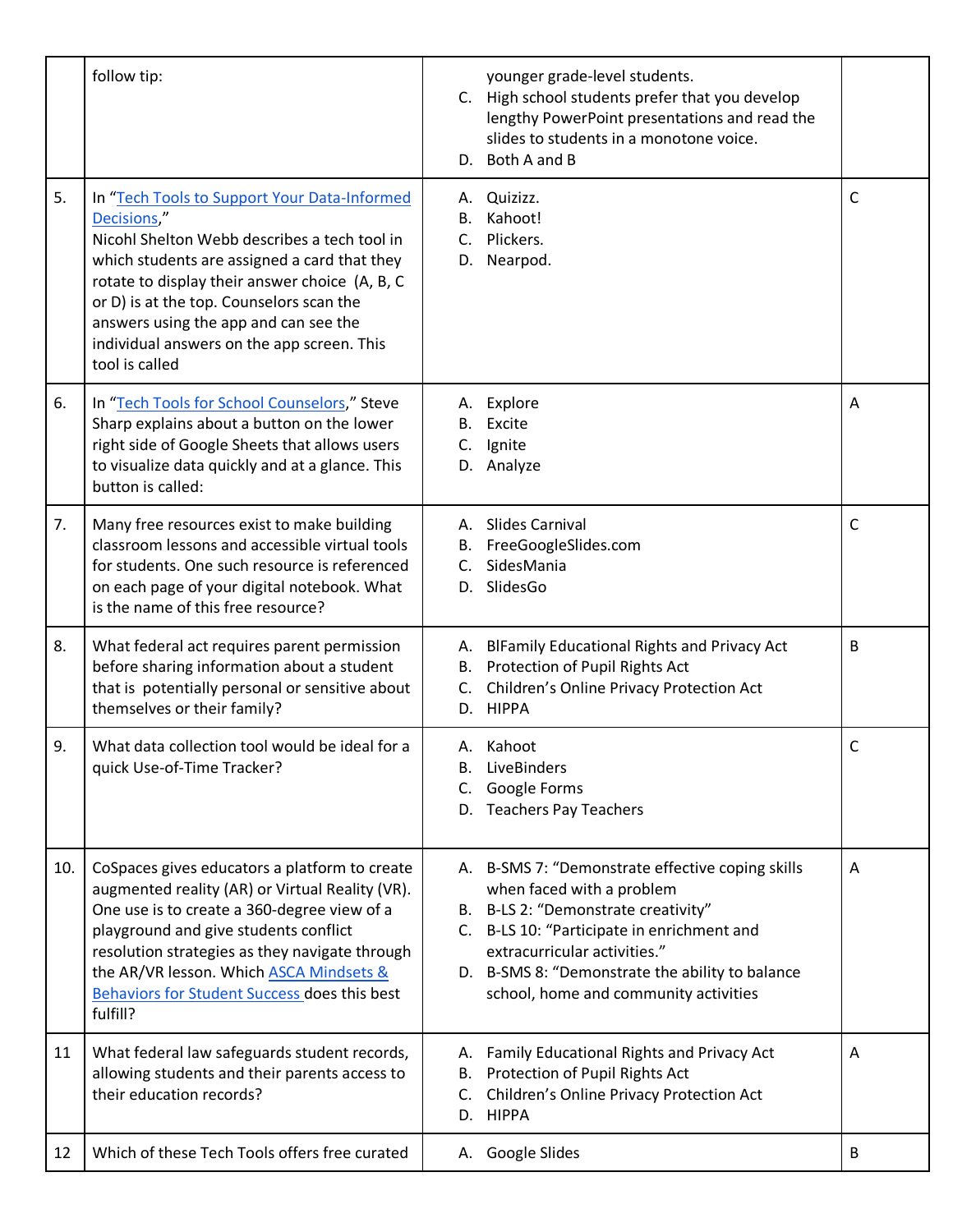|  | follow tip: | younger grade-level students.<br>C. High school students prefer that you develop lengthy PowerPoint presentations and read the slides to students in a monotone voice.<br>D. Both A and B |  |
|---|---|---|---|
| 5. | In "Tech Tools to Support Your Data-Informed Decisions,"<br>Nicohl Shelton Webb describes a tech tool in which students are assigned a card that they rotate to display their answer choice (A, B, C or D) is at the top. Counselors scan the answers using the app and can see the individual answers on the app screen. This tool is called | A. Quizizz.<br>B. Kahoot!<br>C. Plickers.<br>D. Nearpod. | C |
| 6. | In "Tech Tools for School Counselors," Steve Sharp explains about a button on the lower right side of Google Sheets that allows users to visualize data quickly and at a glance. This button is called: | A. Explore<br>B. Excite<br>C. Ignite<br>D. Analyze | A |
| 7. | Many free resources exist to make building classroom lessons and accessible virtual tools for students. One such resource is referenced on each page of your digital notebook. What is the name of this free resource? | A. Slides Carnival<br>B. FreeGoogleSlides.com<br>C. SidesMania<br>D. SlidesGo | C |
| 8. | What federal act requires parent permission before sharing information about a student that is potentially personal or sensitive about themselves or their family? | A. BlFamily Educational Rights and Privacy Act<br>B. Protection of Pupil Rights Act<br>C. Children's Online Privacy Protection Act<br>D. HIPPA | B |
| 9. | What data collection tool would be ideal for a quick Use-of-Time Tracker? | A. Kahoot<br>B. LiveBinders<br>C. Google Forms<br>D. Teachers Pay Teachers | C |
| 10. | CoSpaces gives educators a platform to create augmented reality (AR) or Virtual Reality (VR). One use is to create a 360-degree view of a playground and give students conflict resolution strategies as they navigate through the AR/VR lesson. Which ASCA Mindsets & Behaviors for Student Success does this best fulfill? | A. B-SMS 7: "Demonstrate effective coping skills when faced with a problem<br>B. B-LS 2: "Demonstrate creativity"<br>C. B-LS 10: "Participate in enrichment and extracurricular activities."<br>D. B-SMS 8: "Demonstrate the ability to balance school, home and community activities | A |
| 11 | What federal law safeguards student records, allowing students and their parents access to their education records? | A. Family Educational Rights and Privacy Act<br>B. Protection of Pupil Rights Act<br>C. Children's Online Privacy Protection Act<br>D. HIPPA | A |
| 12 | Which of these Tech Tools offers free curated | A. Google Slides | B |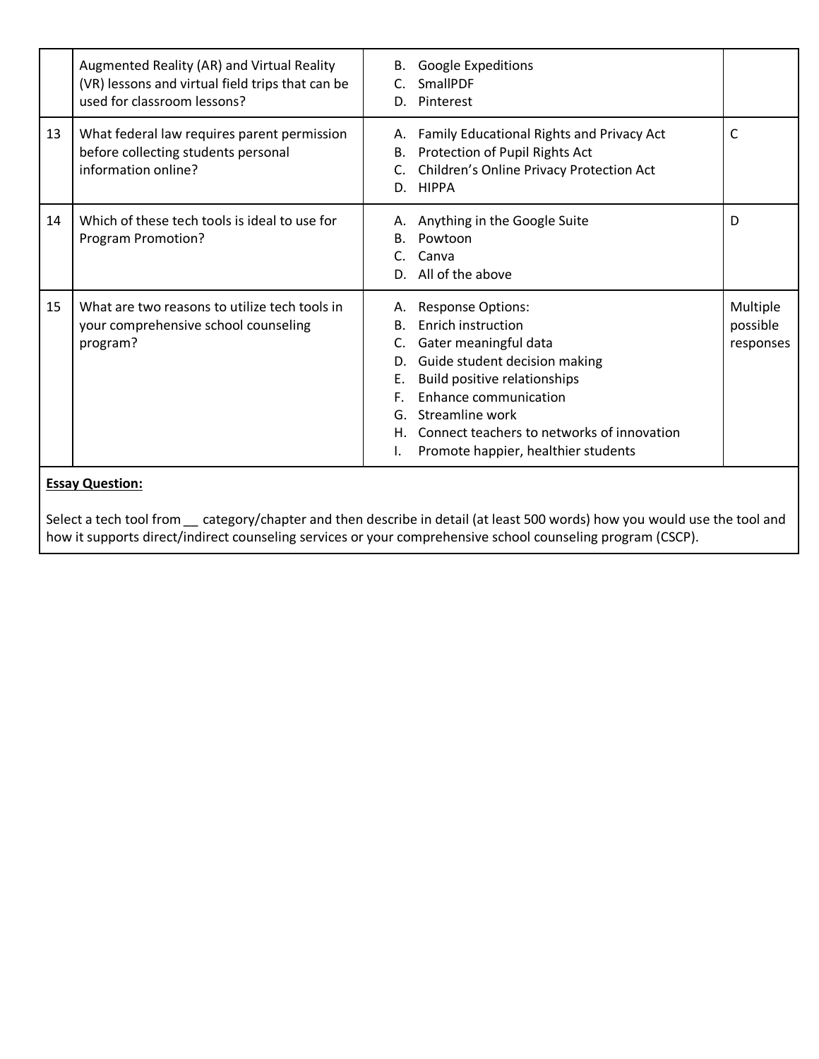| | | | |
|---|---|---|---|
| | Augmented Reality (AR) and Virtual Reality (VR) lessons and virtual field trips that can be used for classroom lessons? | B. Google Expeditions<br>C. SmallPDF<br>D. Pinterest | |
| 13 | What federal law requires parent permission before collecting students personal information online? | A. Family Educational Rights and Privacy Act<br>B. Protection of Pupil Rights Act<br>C. Children's Online Privacy Protection Act<br>D. HIPPA | C |
| 14 | Which of these tech tools is ideal to use for Program Promotion? | A. Anything in the Google Suite<br>B. Powtoon<br>C. Canva<br>D. All of the above | D |
| 15 | What are two reasons to utilize tech tools in your comprehensive school counseling program? | A. Response Options:<br>B. Enrich instruction<br>C. Gater meaningful data<br>D. Guide student decision making<br>E. Build positive relationships<br>F. Enhance communication<br>G. Streamline work<br>H. Connect teachers to networks of innovation<br>I. Promote happier, healthier students | Multiple possible responses |

**Essay Question:**

Select a tech tool from __ category/chapter and then describe in detail (at least 500 words) how you would use the tool and how it supports direct/indirect counseling services or your comprehensive school counseling program (CSCP).